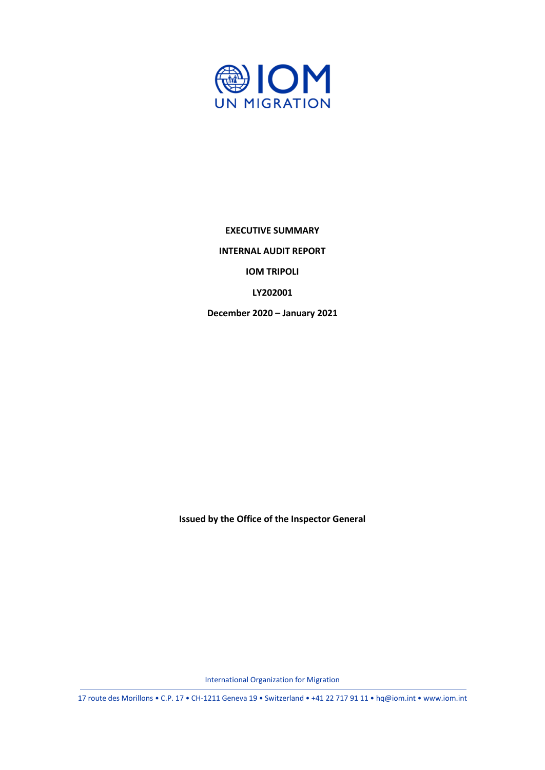**EXECUTIVE SUMMARY**

**INTERNAL AUDIT REPORT**

**IOM TRIPOLI**

**LY202001**

**December 2020 – January 2021**

**Issued by the Office of the Inspector General**

International Organization for Migration

17 route des Morillons • C.P. 17 • CH-1211 Geneva 19 • Switzerland • +41 22 717 91 11 • hq@iom.int • www.iom.int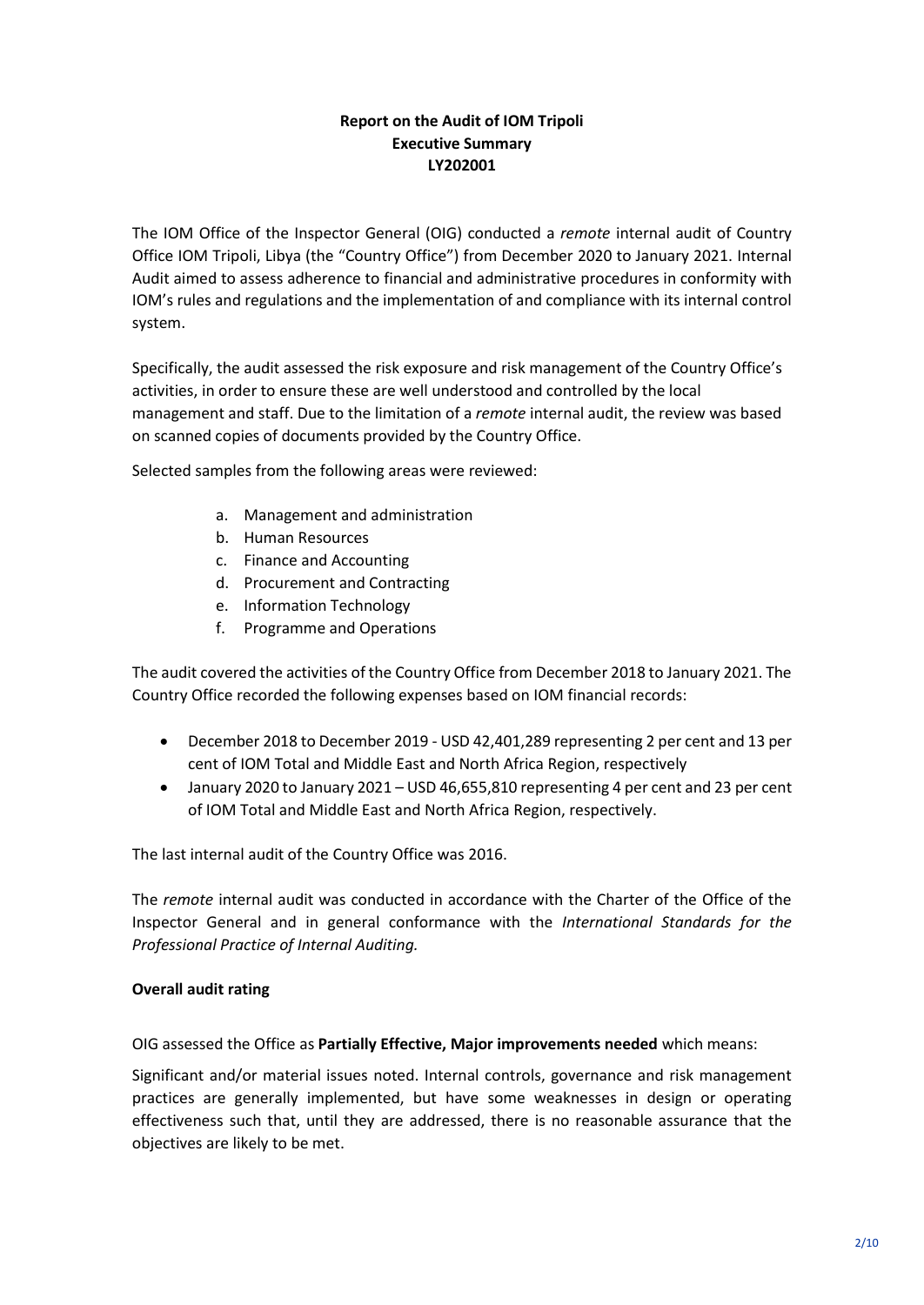**Report on the Audit of IOM Tripoli**
**Executive Summary**
**LY202001**

The IOM Office of the Inspector General (OIG) conducted a *remote* internal audit of Country Office IOM Tripoli, Libya (the "Country Office") from December 2020 to January 2021. Internal Audit aimed to assess adherence to financial and administrative procedures in conformity with IOM's rules and regulations and the implementation of and compliance with its internal control system.

Specifically, the audit assessed the risk exposure and risk management of the Country Office's activities, in order to ensure these are well understood and controlled by the local management and staff. Due to the limitation of a *remote* internal audit, the review was based on scanned copies of documents provided by the Country Office.

Selected samples from the following areas were reviewed:

a. Management and administration
b. Human Resources
c. Finance and Accounting
d. Procurement and Contracting
e. Information Technology
f. Programme and Operations

The audit covered the activities of the Country Office from December 2018 to January 2021. The Country Office recorded the following expenses based on IOM financial records:

- December 2018 to December 2019 - USD 42,401,289 representing 2 per cent and 13 per cent of IOM Total and Middle East and North Africa Region, respectively
- January 2020 to January 2021 – USD 46,655,810 representing 4 per cent and 23 per cent of IOM Total and Middle East and North Africa Region, respectively.

The last internal audit of the Country Office was 2016.

The *remote* internal audit was conducted in accordance with the Charter of the Office of the Inspector General and in general conformance with the *International Standards for the Professional Practice of Internal Auditing.*

**Overall audit rating**

OIG assessed the Office as **Partially Effective, Major improvements needed** which means:

Significant and/or material issues noted. Internal controls, governance and risk management practices are generally implemented, but have some weaknesses in design or operating effectiveness such that, until they are addressed, there is no reasonable assurance that the objectives are likely to be met.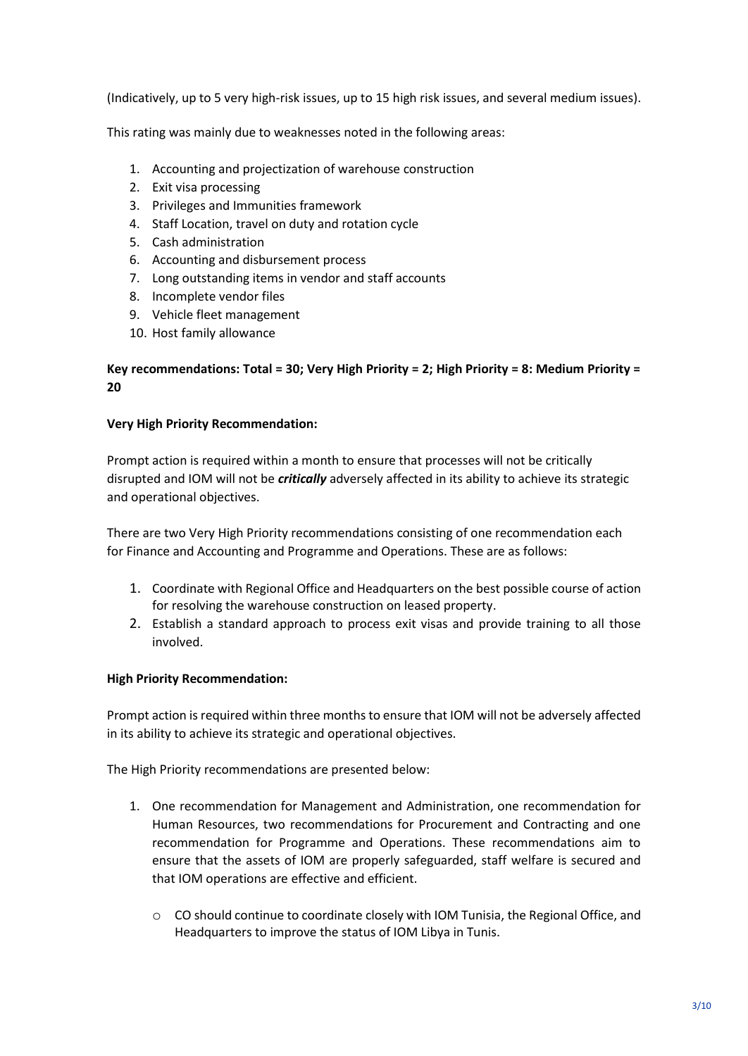(Indicatively, up to 5 very high-risk issues, up to 15 high risk issues, and several medium issues).

This rating was mainly due to weaknesses noted in the following areas:

1. Accounting and projectization of warehouse construction
2. Exit visa processing
3. Privileges and Immunities framework
4. Staff Location, travel on duty and rotation cycle
5. Cash administration
6. Accounting and disbursement process
7. Long outstanding items in vendor and staff accounts
8. Incomplete vendor files
9. Vehicle fleet management
10. Host family allowance

**Key recommendations: Total = 30; Very High Priority = 2; High Priority = 8: Medium Priority = 20**

**Very High Priority Recommendation:**

Prompt action is required within a month to ensure that processes will not be critically disrupted and IOM will not be ***critically*** adversely affected in its ability to achieve its strategic and operational objectives.

There are two Very High Priority recommendations consisting of one recommendation each for Finance and Accounting and Programme and Operations. These are as follows:

1. Coordinate with Regional Office and Headquarters on the best possible course of action for resolving the warehouse construction on leased property.
2. Establish a standard approach to process exit visas and provide training to all those involved.

**High Priority Recommendation:**

Prompt action is required within three months to ensure that IOM will not be adversely affected in its ability to achieve its strategic and operational objectives.

The High Priority recommendations are presented below:

1. One recommendation for Management and Administration, one recommendation for Human Resources, two recommendations for Procurement and Contracting and one recommendation for Programme and Operations. These recommendations aim to ensure that the assets of IOM are properly safeguarded, staff welfare is secured and that IOM operations are effective and efficient.
   - CO should continue to coordinate closely with IOM Tunisia, the Regional Office, and Headquarters to improve the status of IOM Libya in Tunis.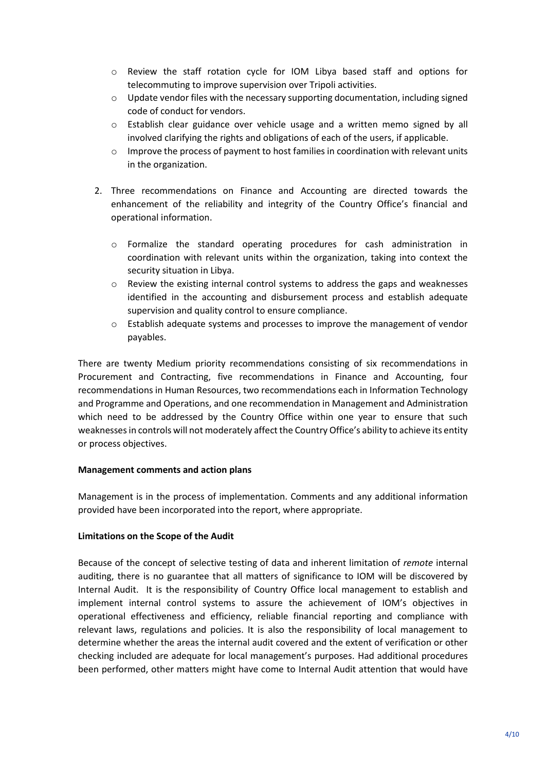- Review the staff rotation cycle for IOM Libya based staff and options for telecommuting to improve supervision over Tripoli activities.
   - Update vendor files with the necessary supporting documentation, including signed code of conduct for vendors.
   - Establish clear guidance over vehicle usage and a written memo signed by all involved clarifying the rights and obligations of each of the users, if applicable.
   - Improve the process of payment to host families in coordination with relevant units in the organization.

2. Three recommendations on Finance and Accounting are directed towards the enhancement of the reliability and integrity of the Country Office's financial and operational information.

   - Formalize the standard operating procedures for cash administration in coordination with relevant units within the organization, taking into context the security situation in Libya.
   - Review the existing internal control systems to address the gaps and weaknesses identified in the accounting and disbursement process and establish adequate supervision and quality control to ensure compliance.
   - Establish adequate systems and processes to improve the management of vendor payables.

There are twenty Medium priority recommendations consisting of six recommendations in Procurement and Contracting, five recommendations in Finance and Accounting, four recommendations in Human Resources, two recommendations each in Information Technology and Programme and Operations, and one recommendation in Management and Administration which need to be addressed by the Country Office within one year to ensure that such weaknesses in controls will not moderately affect the Country Office's ability to achieve its entity or process objectives.

**Management comments and action plans**

Management is in the process of implementation. Comments and any additional information provided have been incorporated into the report, where appropriate.

**Limitations on the Scope of the Audit**

Because of the concept of selective testing of data and inherent limitation of *remote* internal auditing, there is no guarantee that all matters of significance to IOM will be discovered by Internal Audit. It is the responsibility of Country Office local management to establish and implement internal control systems to assure the achievement of IOM's objectives in operational effectiveness and efficiency, reliable financial reporting and compliance with relevant laws, regulations and policies. It is also the responsibility of local management to determine whether the areas the internal audit covered and the extent of verification or other checking included are adequate for local management's purposes. Had additional procedures been performed, other matters might have come to Internal Audit attention that would have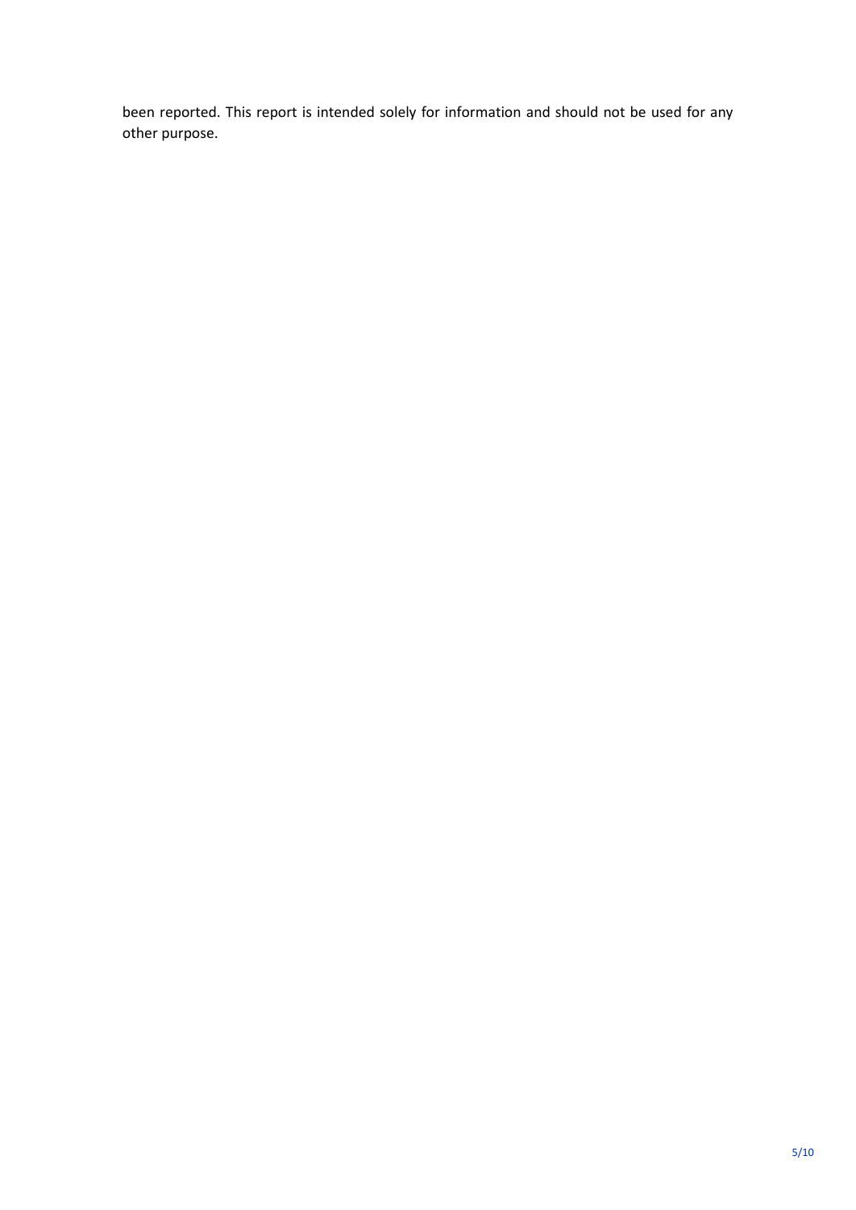been reported. This report is intended solely for information and should not be used for any other purpose.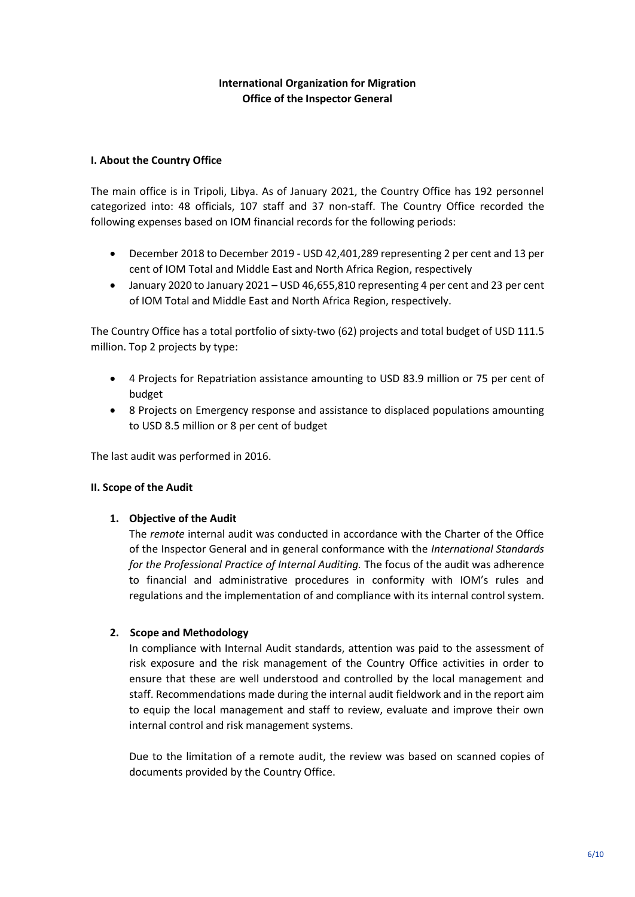**International Organization for Migration**
**Office of the Inspector General**

### I. About the Country Office

The main office is in Tripoli, Libya. As of January 2021, the Country Office has 192 personnel categorized into: 48 officials, 107 staff and 37 non-staff. The Country Office recorded the following expenses based on IOM financial records for the following periods:

- December 2018 to December 2019 - USD 42,401,289 representing 2 per cent and 13 per cent of IOM Total and Middle East and North Africa Region, respectively
- January 2020 to January 2021 – USD 46,655,810 representing 4 per cent and 23 per cent of IOM Total and Middle East and North Africa Region, respectively.

The Country Office has a total portfolio of sixty-two (62) projects and total budget of USD 111.5 million. Top 2 projects by type:

- 4 Projects for Repatriation assistance amounting to USD 83.9 million or 75 per cent of budget
- 8 Projects on Emergency response and assistance to displaced populations amounting to USD 8.5 million or 8 per cent of budget

The last audit was performed in 2016.

### II. Scope of the Audit

#### 1. Objective of the Audit

The *remote* internal audit was conducted in accordance with the Charter of the Office of the Inspector General and in general conformance with the *International Standards for the Professional Practice of Internal Auditing.* The focus of the audit was adherence to financial and administrative procedures in conformity with IOM's rules and regulations and the implementation of and compliance with its internal control system.

#### 2. Scope and Methodology

In compliance with Internal Audit standards, attention was paid to the assessment of risk exposure and the risk management of the Country Office activities in order to ensure that these are well understood and controlled by the local management and staff. Recommendations made during the internal audit fieldwork and in the report aim to equip the local management and staff to review, evaluate and improve their own internal control and risk management systems.

Due to the limitation of a remote audit, the review was based on scanned copies of documents provided by the Country Office.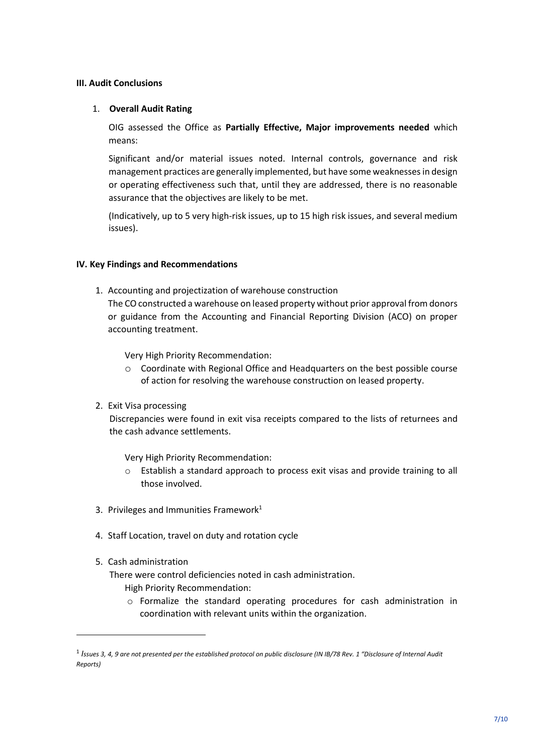### III. Audit Conclusions

1. **Overall Audit Rating**

   OIG assessed the Office as **Partially Effective, Major improvements needed** which means:

   Significant and/or material issues noted. Internal controls, governance and risk management practices are generally implemented, but have some weaknesses in design or operating effectiveness such that, until they are addressed, there is no reasonable assurance that the objectives are likely to be met.

   (Indicatively, up to 5 very high-risk issues, up to 15 high risk issues, and several medium issues).

### IV. Key Findings and Recommendations

1. Accounting and projectization of warehouse construction

   The CO constructed a warehouse on leased property without prior approval from donors or guidance from the Accounting and Financial Reporting Division (ACO) on proper accounting treatment.

   Very High Priority Recommendation:

   - Coordinate with Regional Office and Headquarters on the best possible course of action for resolving the warehouse construction on leased property.

2. Exit Visa processing

   Discrepancies were found in exit visa receipts compared to the lists of returnees and the cash advance settlements.

   Very High Priority Recommendation:

   - Establish a standard approach to process exit visas and provide training to all those involved.

3. Privileges and Immunities Framework[1]

4. Staff Location, travel on duty and rotation cycle

5. Cash administration

   There were control deficiencies noted in cash administration.

   High Priority Recommendation:

   - Formalize the standard operating procedures for cash administration in coordination with relevant units within the organization.

---

[1] *Issues 3, 4, 9 are not presented per the established protocol on public disclosure (IN IB/78 Rev. 1 "Disclosure of Internal Audit Reports)*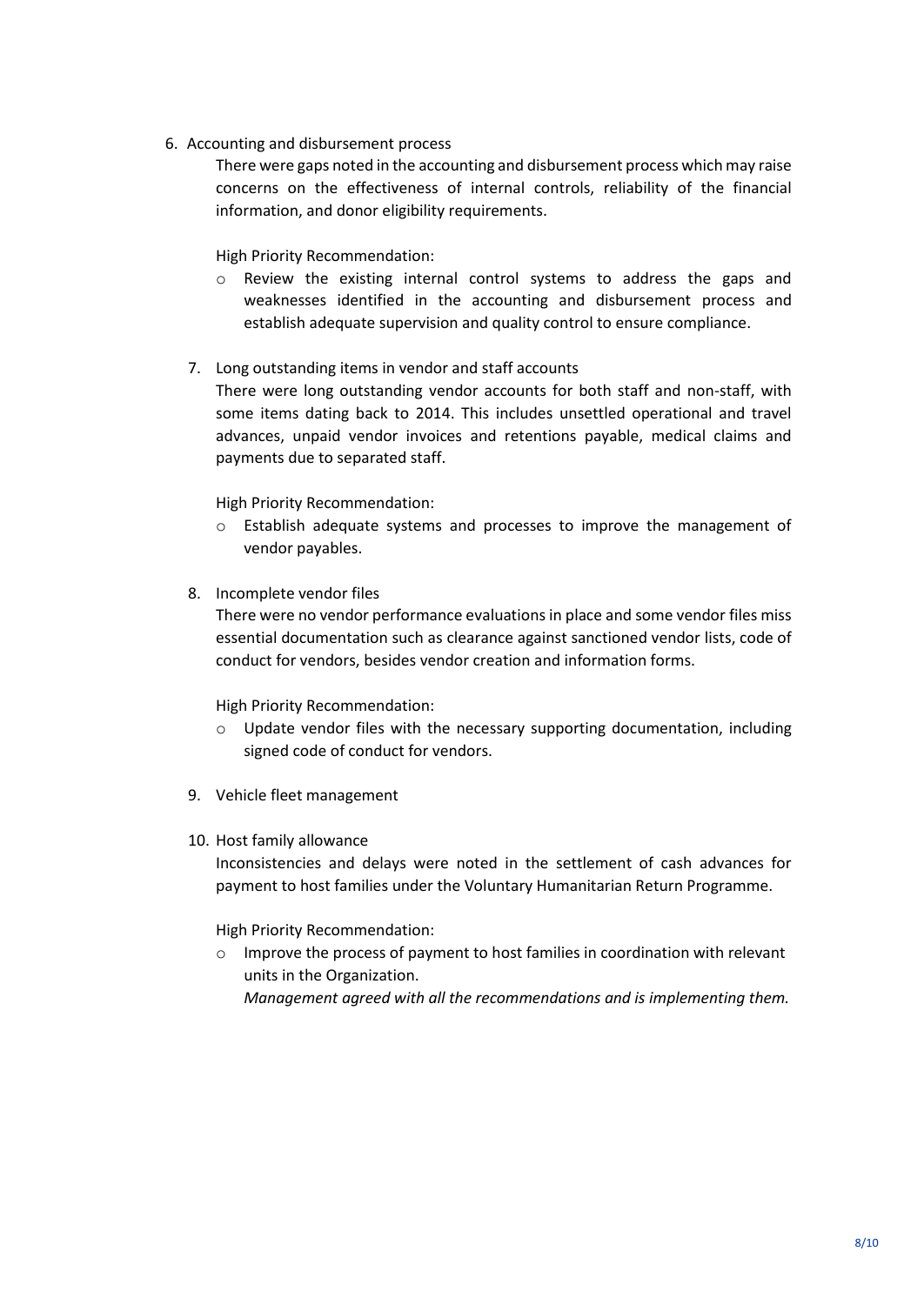6. Accounting and disbursement process

   There were gaps noted in the accounting and disbursement process which may raise concerns on the effectiveness of internal controls, reliability of the financial information, and donor eligibility requirements.

   High Priority Recommendation:

   - Review the existing internal control systems to address the gaps and weaknesses identified in the accounting and disbursement process and establish adequate supervision and quality control to ensure compliance.

7. Long outstanding items in vendor and staff accounts

   There were long outstanding vendor accounts for both staff and non-staff, with some items dating back to 2014. This includes unsettled operational and travel advances, unpaid vendor invoices and retentions payable, medical claims and payments due to separated staff.

   High Priority Recommendation:

   - Establish adequate systems and processes to improve the management of vendor payables.

8. Incomplete vendor files

   There were no vendor performance evaluations in place and some vendor files miss essential documentation such as clearance against sanctioned vendor lists, code of conduct for vendors, besides vendor creation and information forms.

   High Priority Recommendation:

   - Update vendor files with the necessary supporting documentation, including signed code of conduct for vendors.

9. Vehicle fleet management

10. Host family allowance

    Inconsistencies and delays were noted in the settlement of cash advances for payment to host families under the Voluntary Humanitarian Return Programme.

    High Priority Recommendation:

    - Improve the process of payment to host families in coordination with relevant units in the Organization.

      *Management agreed with all the recommendations and is implementing them.*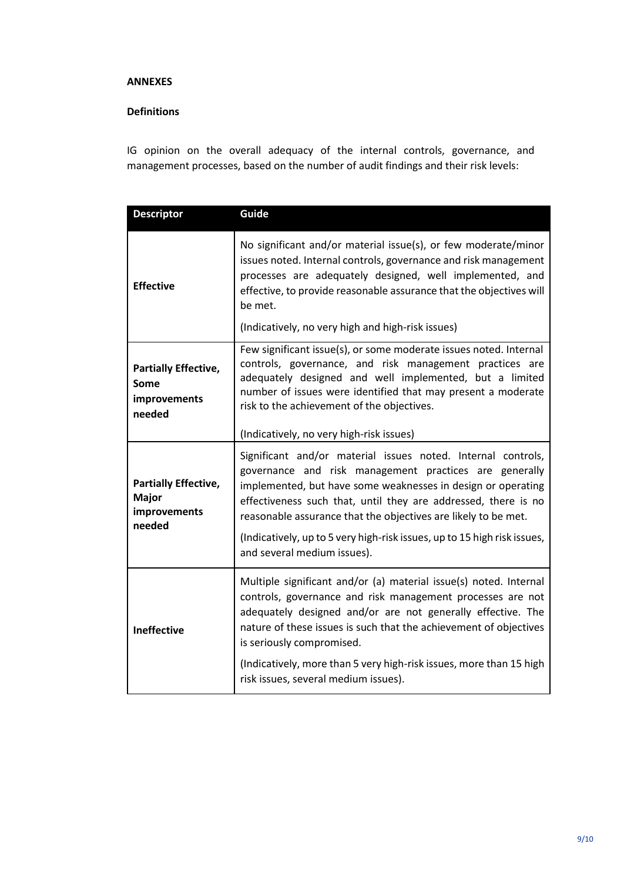## ANNEXES

### Definitions

IG opinion on the overall adequacy of the internal controls, governance, and management processes, based on the number of audit findings and their risk levels:

| Descriptor | Guide |
|---|---|
| **Effective** | No significant and/or material issue(s), or few moderate/minor issues noted. Internal controls, governance and risk management processes are adequately designed, well implemented, and effective, to provide reasonable assurance that the objectives will be met.<br><br>(Indicatively, no very high and high-risk issues) |
| **Partially Effective, Some improvements needed** | Few significant issue(s), or some moderate issues noted. Internal controls, governance, and risk management practices are adequately designed and well implemented, but a limited number of issues were identified that may present a moderate risk to the achievement of the objectives.<br><br>(Indicatively, no very high-risk issues) |
| **Partially Effective, Major improvements needed** | Significant and/or material issues noted. Internal controls, governance and risk management practices are generally implemented, but have some weaknesses in design or operating effectiveness such that, until they are addressed, there is no reasonable assurance that the objectives are likely to be met.<br><br>(Indicatively, up to 5 very high-risk issues, up to 15 high risk issues, and several medium issues). |
| **Ineffective** | Multiple significant and/or (a) material issue(s) noted. Internal controls, governance and risk management processes are not adequately designed and/or are not generally effective. The nature of these issues is such that the achievement of objectives is seriously compromised.<br><br>(Indicatively, more than 5 very high-risk issues, more than 15 high risk issues, several medium issues). |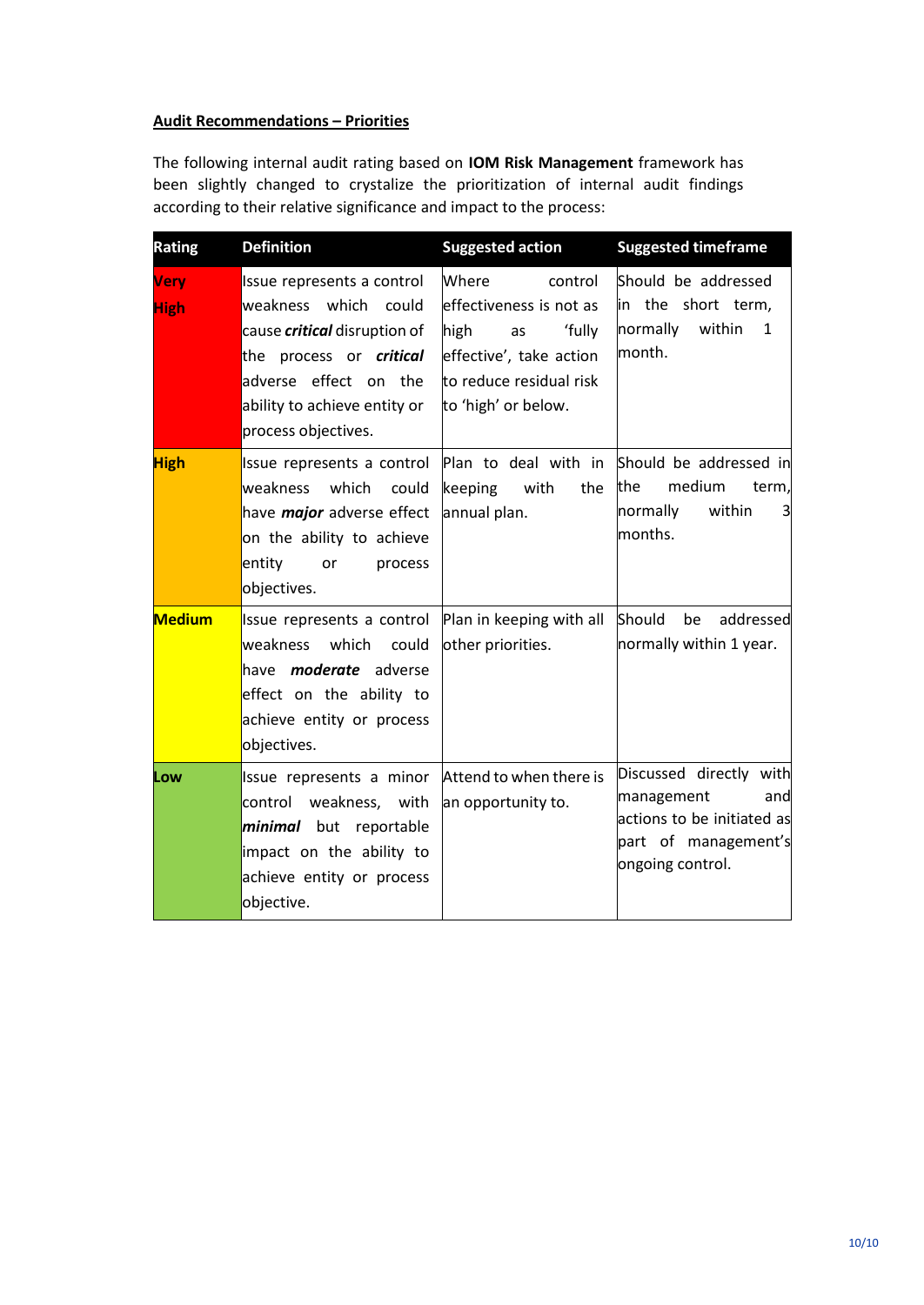**Audit Recommendations – Priorities**

The following internal audit rating based on **IOM Risk Management** framework has been slightly changed to crystalize the prioritization of internal audit findings according to their relative significance and impact to the process:

| Rating | Definition | Suggested action | Suggested timeframe |
|---|---|---|---|
| **Very High** | Issue represents a control weakness which could cause ***critical*** disruption of the process or ***critical*** adverse effect on the ability to achieve entity or process objectives. | Where control effectiveness is not as high as 'fully effective', take action to reduce residual risk to 'high' or below. | Should be addressed in the short term, normally within 1 month. |
| **High** | Issue represents a control weakness which could have ***major*** adverse effect on the ability to achieve entity or process objectives. | Plan to deal with in keeping with the annual plan. | Should be addressed in the medium term, normally within 3 months. |
| **Medium** | Issue represents a control weakness which could have ***moderate*** adverse effect on the ability to achieve entity or process objectives. | Plan in keeping with all other priorities. | Should be addressed normally within 1 year. |
| **Low** | Issue represents a minor control weakness, with ***minimal*** but reportable impact on the ability to achieve entity or process objective. | Attend to when there is an opportunity to. | Discussed directly with management and actions to be initiated as part of management's ongoing control. |